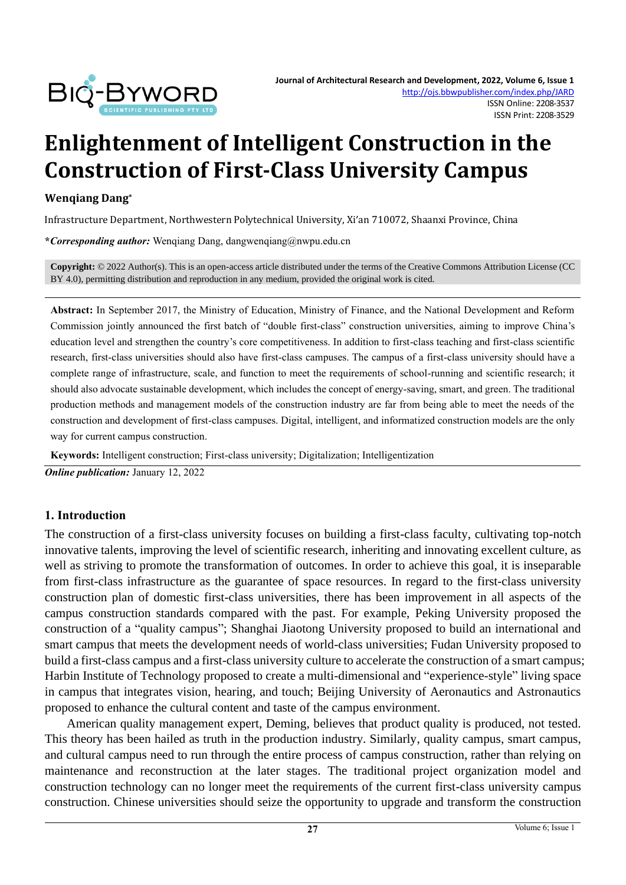# Enlightenment of Intelligent Construction in the Construction of First-Class University Campus

**Wenqiang Dang***

Infrastructure Department, Northwestern Polytechnical University, Xi'an 710072, Shaanxi Province, China

***Corresponding author:*** Wenqiang Dang, dangwenqiang@nwpu.edu.cn

**Copyright:** © 2022 Author(s). This is an open-access article distributed under the terms of the Creative Commons Attribution License (CC BY 4.0), permitting distribution and reproduction in any medium, provided the original work is cited.

**Abstract:** In September 2017, the Ministry of Education, Ministry of Finance, and the National Development and Reform Commission jointly announced the first batch of "double first-class" construction universities, aiming to improve China's education level and strengthen the country's core competitiveness. In addition to first-class teaching and first-class scientific research, first-class universities should also have first-class campuses. The campus of a first-class university should have a complete range of infrastructure, scale, and function to meet the requirements of school-running and scientific research; it should also advocate sustainable development, which includes the concept of energy-saving, smart, and green. The traditional production methods and management models of the construction industry are far from being able to meet the needs of the construction and development of first-class campuses. Digital, intelligent, and informatized construction models are the only way for current campus construction.

**Keywords:** Intelligent construction; First-class university; Digitalization; Intelligentization

***Online publication:*** January 12, 2022

## 1. Introduction

The construction of a first-class university focuses on building a first-class faculty, cultivating top-notch innovative talents, improving the level of scientific research, inheriting and innovating excellent culture, as well as striving to promote the transformation of outcomes. In order to achieve this goal, it is inseparable from first-class infrastructure as the guarantee of space resources. In regard to the first-class university construction plan of domestic first-class universities, there has been improvement in all aspects of the campus construction standards compared with the past. For example, Peking University proposed the construction of a "quality campus"; Shanghai Jiaotong University proposed to build an international and smart campus that meets the development needs of world-class universities; Fudan University proposed to build a first-class campus and a first-class university culture to accelerate the construction of a smart campus; Harbin Institute of Technology proposed to create a multi-dimensional and "experience-style" living space in campus that integrates vision, hearing, and touch; Beijing University of Aeronautics and Astronautics proposed to enhance the cultural content and taste of the campus environment.

American quality management expert, Deming, believes that product quality is produced, not tested. This theory has been hailed as truth in the production industry. Similarly, quality campus, smart campus, and cultural campus need to run through the entire process of campus construction, rather than relying on maintenance and reconstruction at the later stages. The traditional project organization model and construction technology can no longer meet the requirements of the current first-class university campus construction. Chinese universities should seize the opportunity to upgrade and transform the construction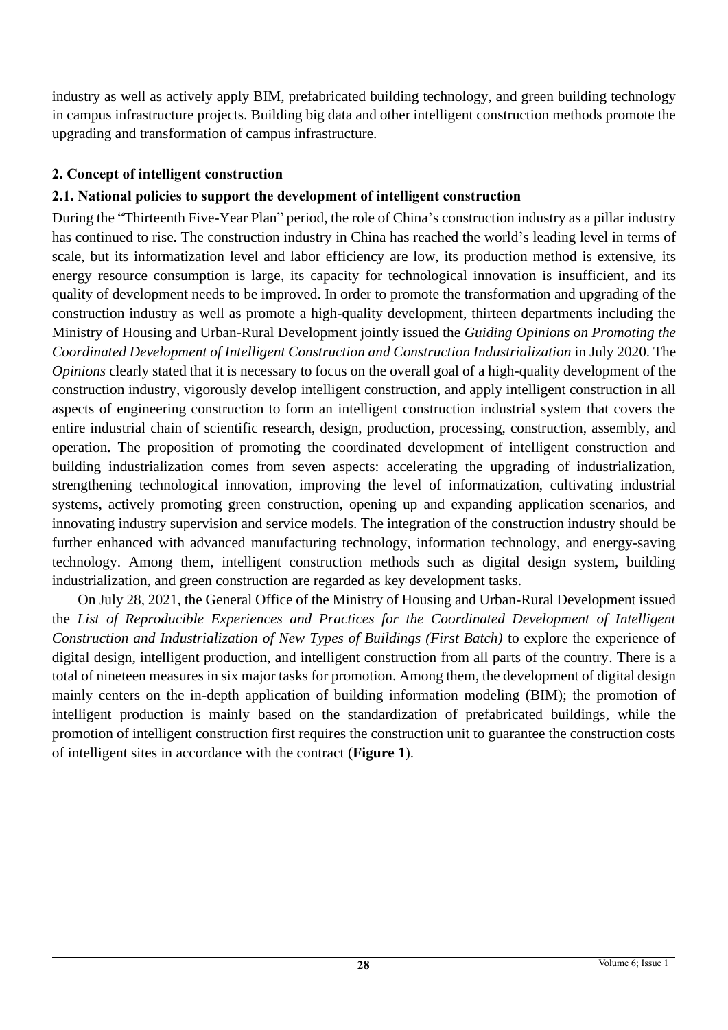industry as well as actively apply BIM, prefabricated building technology, and green building technology in campus infrastructure projects. Building big data and other intelligent construction methods promote the upgrading and transformation of campus infrastructure.

## 2. Concept of intelligent construction

### 2.1. National policies to support the development of intelligent construction

During the "Thirteenth Five-Year Plan" period, the role of China's construction industry as a pillar industry has continued to rise. The construction industry in China has reached the world's leading level in terms of scale, but its informatization level and labor efficiency are low, its production method is extensive, its energy resource consumption is large, its capacity for technological innovation is insufficient, and its quality of development needs to be improved. In order to promote the transformation and upgrading of the construction industry as well as promote a high-quality development, thirteen departments including the Ministry of Housing and Urban-Rural Development jointly issued the *Guiding Opinions on Promoting the Coordinated Development of Intelligent Construction and Construction Industrialization* in July 2020. The *Opinions* clearly stated that it is necessary to focus on the overall goal of a high-quality development of the construction industry, vigorously develop intelligent construction, and apply intelligent construction in all aspects of engineering construction to form an intelligent construction industrial system that covers the entire industrial chain of scientific research, design, production, processing, construction, assembly, and operation. The proposition of promoting the coordinated development of intelligent construction and building industrialization comes from seven aspects: accelerating the upgrading of industrialization, strengthening technological innovation, improving the level of informatization, cultivating industrial systems, actively promoting green construction, opening up and expanding application scenarios, and innovating industry supervision and service models. The integration of the construction industry should be further enhanced with advanced manufacturing technology, information technology, and energy-saving technology. Among them, intelligent construction methods such as digital design system, building industrialization, and green construction are regarded as key development tasks.

On July 28, 2021, the General Office of the Ministry of Housing and Urban-Rural Development issued the *List of Reproducible Experiences and Practices for the Coordinated Development of Intelligent Construction and Industrialization of New Types of Buildings (First Batch)* to explore the experience of digital design, intelligent production, and intelligent construction from all parts of the country. There is a total of nineteen measures in six major tasks for promotion. Among them, the development of digital design mainly centers on the in-depth application of building information modeling (BIM); the promotion of intelligent production is mainly based on the standardization of prefabricated buildings, while the promotion of intelligent construction first requires the construction unit to guarantee the construction costs of intelligent sites in accordance with the contract (**Figure 1**).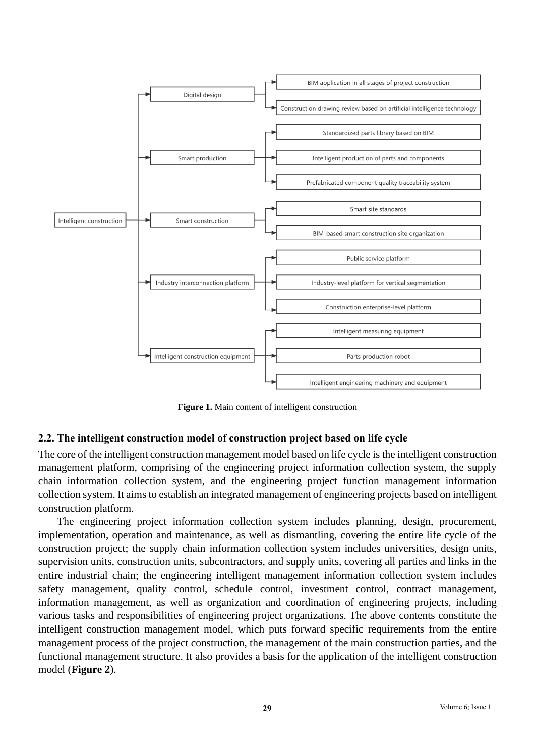- Intelligent construction
  - Digital design
    - BIM application in all stages of project construction
    - Construction drawing review based on artificial intelligence technology
  - Smart production
    - Standardized parts library based on BIM
    - Intelligent production of parts and components
    - Prefabricated component quality traceability system
  - Smart construction
    - Smart site standards
    - BIM-based smart construction site organization
  - Industry interconnection platform
    - Public service platform
    - Industry-level platform for vertical segmentation
    - Construction enterprise-level platform
  - Intelligent construction equipment
    - Intelligent measuring equipment
    - Parts production robot
    - Intelligent engineering machinery and equipment

**Figure 1.** Main content of intelligent construction

### 2.2. The intelligent construction model of construction project based on life cycle

The core of the intelligent construction management model based on life cycle is the intelligent construction management platform, comprising of the engineering project information collection system, the supply chain information collection system, and the engineering project function management information collection system. It aims to establish an integrated management of engineering projects based on intelligent construction platform.

The engineering project information collection system includes planning, design, procurement, implementation, operation and maintenance, as well as dismantling, covering the entire life cycle of the construction project; the supply chain information collection system includes universities, design units, supervision units, construction units, subcontractors, and supply units, covering all parties and links in the entire industrial chain; the engineering intelligent management information collection system includes safety management, quality control, schedule control, investment control, contract management, information management, as well as organization and coordination of engineering projects, including various tasks and responsibilities of engineering project organizations. The above contents constitute the intelligent construction management model, which puts forward specific requirements from the entire management process of the project construction, the management of the main construction parties, and the functional management structure. It also provides a basis for the application of the intelligent construction model (**Figure 2**).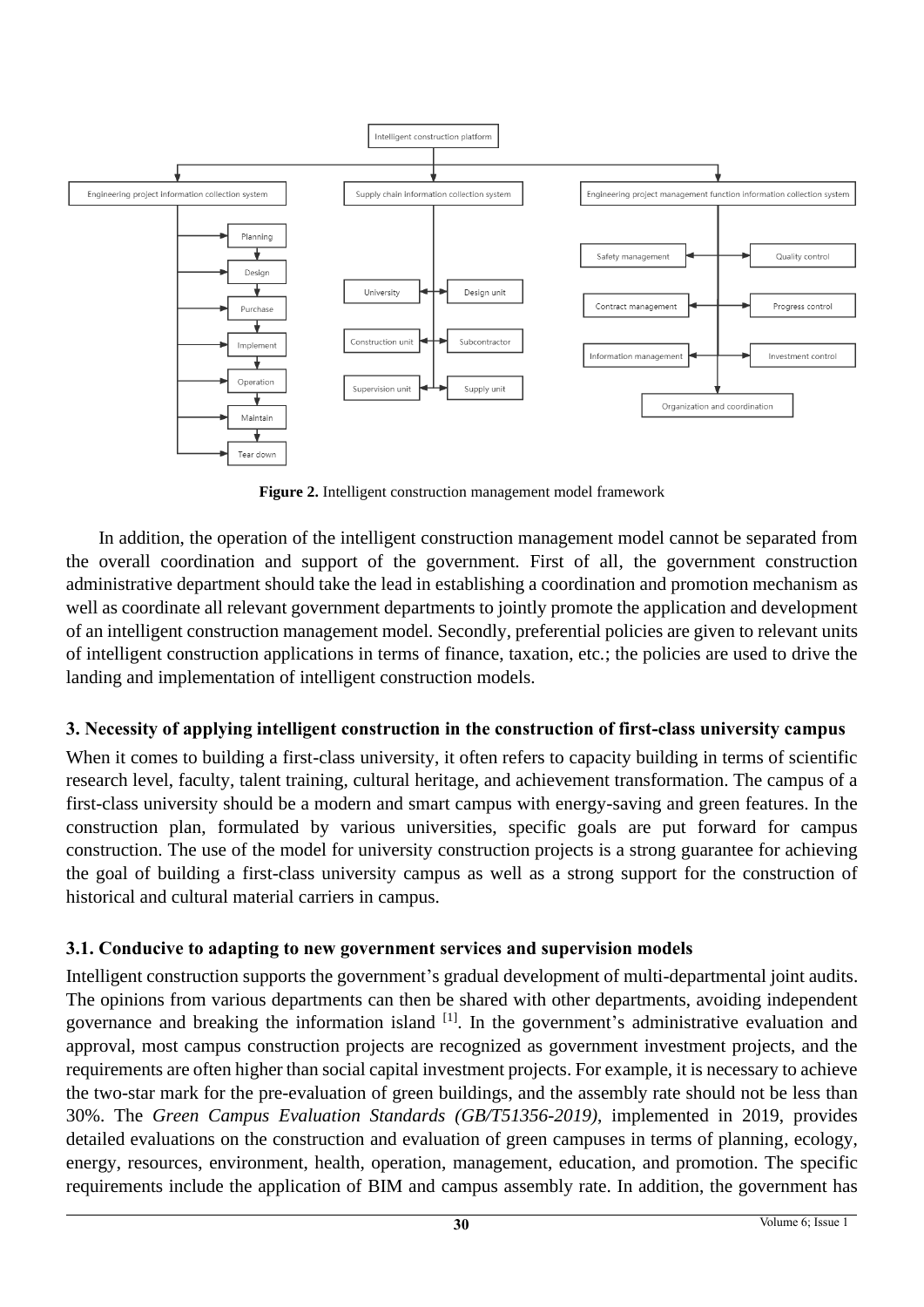**Figure 2.** Intelligent construction management model framework

In addition, the operation of the intelligent construction management model cannot be separated from the overall coordination and support of the government. First of all, the government construction administrative department should take the lead in establishing a coordination and promotion mechanism as well as coordinate all relevant government departments to jointly promote the application and development of an intelligent construction management model. Secondly, preferential policies are given to relevant units of intelligent construction applications in terms of finance, taxation, etc.; the policies are used to drive the landing and implementation of intelligent construction models.

## 3. Necessity of applying intelligent construction in the construction of first-class university campus

When it comes to building a first-class university, it often refers to capacity building in terms of scientific research level, faculty, talent training, cultural heritage, and achievement transformation. The campus of a first-class university should be a modern and smart campus with energy-saving and green features. In the construction plan, formulated by various universities, specific goals are put forward for campus construction. The use of the model for university construction projects is a strong guarantee for achieving the goal of building a first-class university campus as well as a strong support for the construction of historical and cultural material carriers in campus.

### 3.1. Conducive to adapting to new government services and supervision models

Intelligent construction supports the government's gradual development of multi-departmental joint audits. The opinions from various departments can then be shared with other departments, avoiding independent governance and breaking the information island [1]. In the government's administrative evaluation and approval, most campus construction projects are recognized as government investment projects, and the requirements are often higher than social capital investment projects. For example, it is necessary to achieve the two-star mark for the pre-evaluation of green buildings, and the assembly rate should not be less than 30%. The *Green Campus Evaluation Standards (GB/T51356-2019)*, implemented in 2019, provides detailed evaluations on the construction and evaluation of green campuses in terms of planning, ecology, energy, resources, environment, health, operation, management, education, and promotion. The specific requirements include the application of BIM and campus assembly rate. In addition, the government has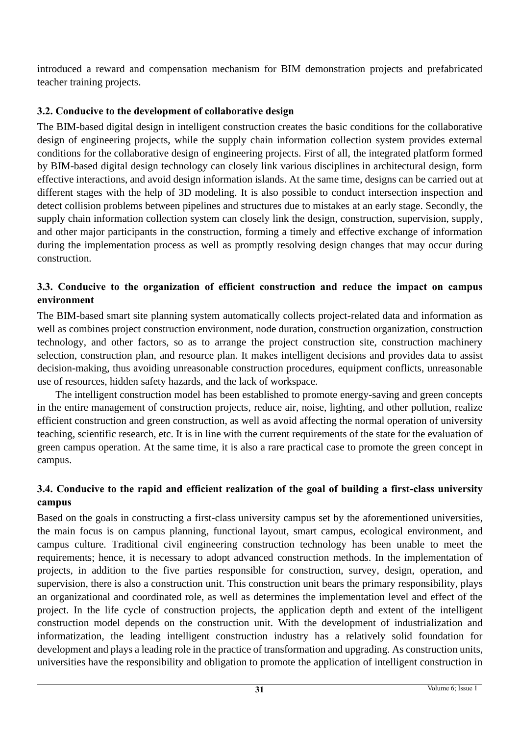introduced a reward and compensation mechanism for BIM demonstration projects and prefabricated teacher training projects.

### 3.2. Conducive to the development of collaborative design

The BIM-based digital design in intelligent construction creates the basic conditions for the collaborative design of engineering projects, while the supply chain information collection system provides external conditions for the collaborative design of engineering projects. First of all, the integrated platform formed by BIM-based digital design technology can closely link various disciplines in architectural design, form effective interactions, and avoid design information islands. At the same time, designs can be carried out at different stages with the help of 3D modeling. It is also possible to conduct intersection inspection and detect collision problems between pipelines and structures due to mistakes at an early stage. Secondly, the supply chain information collection system can closely link the design, construction, supervision, supply, and other major participants in the construction, forming a timely and effective exchange of information during the implementation process as well as promptly resolving design changes that may occur during construction.

### 3.3. Conducive to the organization of efficient construction and reduce the impact on campus environment

The BIM-based smart site planning system automatically collects project-related data and information as well as combines project construction environment, node duration, construction organization, construction technology, and other factors, so as to arrange the project construction site, construction machinery selection, construction plan, and resource plan. It makes intelligent decisions and provides data to assist decision-making, thus avoiding unreasonable construction procedures, equipment conflicts, unreasonable use of resources, hidden safety hazards, and the lack of workspace.

The intelligent construction model has been established to promote energy-saving and green concepts in the entire management of construction projects, reduce air, noise, lighting, and other pollution, realize efficient construction and green construction, as well as avoid affecting the normal operation of university teaching, scientific research, etc. It is in line with the current requirements of the state for the evaluation of green campus operation. At the same time, it is also a rare practical case to promote the green concept in campus.

### 3.4. Conducive to the rapid and efficient realization of the goal of building a first-class university campus

Based on the goals in constructing a first-class university campus set by the aforementioned universities, the main focus is on campus planning, functional layout, smart campus, ecological environment, and campus culture. Traditional civil engineering construction technology has been unable to meet the requirements; hence, it is necessary to adopt advanced construction methods. In the implementation of projects, in addition to the five parties responsible for construction, survey, design, operation, and supervision, there is also a construction unit. This construction unit bears the primary responsibility, plays an organizational and coordinated role, as well as determines the implementation level and effect of the project. In the life cycle of construction projects, the application depth and extent of the intelligent construction model depends on the construction unit. With the development of industrialization and informatization, the leading intelligent construction industry has a relatively solid foundation for development and plays a leading role in the practice of transformation and upgrading. As construction units, universities have the responsibility and obligation to promote the application of intelligent construction in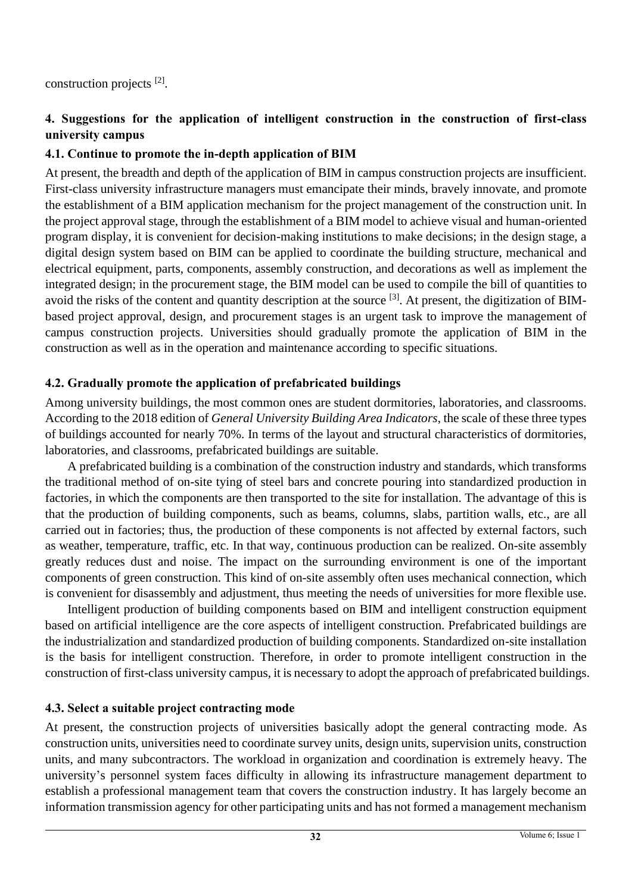construction projects [2].

## 4. Suggestions for the application of intelligent construction in the construction of first-class university campus

### 4.1. Continue to promote the in-depth application of BIM

At present, the breadth and depth of the application of BIM in campus construction projects are insufficient. First-class university infrastructure managers must emancipate their minds, bravely innovate, and promote the establishment of a BIM application mechanism for the project management of the construction unit. In the project approval stage, through the establishment of a BIM model to achieve visual and human-oriented program display, it is convenient for decision-making institutions to make decisions; in the design stage, a digital design system based on BIM can be applied to coordinate the building structure, mechanical and electrical equipment, parts, components, assembly construction, and decorations as well as implement the integrated design; in the procurement stage, the BIM model can be used to compile the bill of quantities to avoid the risks of the content and quantity description at the source [3]. At present, the digitization of BIM-based project approval, design, and procurement stages is an urgent task to improve the management of campus construction projects. Universities should gradually promote the application of BIM in the construction as well as in the operation and maintenance according to specific situations.

### 4.2. Gradually promote the application of prefabricated buildings

Among university buildings, the most common ones are student dormitories, laboratories, and classrooms. According to the 2018 edition of *General University Building Area Indicators*, the scale of these three types of buildings accounted for nearly 70%. In terms of the layout and structural characteristics of dormitories, laboratories, and classrooms, prefabricated buildings are suitable.

A prefabricated building is a combination of the construction industry and standards, which transforms the traditional method of on-site tying of steel bars and concrete pouring into standardized production in factories, in which the components are then transported to the site for installation. The advantage of this is that the production of building components, such as beams, columns, slabs, partition walls, etc., are all carried out in factories; thus, the production of these components is not affected by external factors, such as weather, temperature, traffic, etc. In that way, continuous production can be realized. On-site assembly greatly reduces dust and noise. The impact on the surrounding environment is one of the important components of green construction. This kind of on-site assembly often uses mechanical connection, which is convenient for disassembly and adjustment, thus meeting the needs of universities for more flexible use.

Intelligent production of building components based on BIM and intelligent construction equipment based on artificial intelligence are the core aspects of intelligent construction. Prefabricated buildings are the industrialization and standardized production of building components. Standardized on-site installation is the basis for intelligent construction. Therefore, in order to promote intelligent construction in the construction of first-class university campus, it is necessary to adopt the approach of prefabricated buildings.

### 4.3. Select a suitable project contracting mode

At present, the construction projects of universities basically adopt the general contracting mode. As construction units, universities need to coordinate survey units, design units, supervision units, construction units, and many subcontractors. The workload in organization and coordination is extremely heavy. The university's personnel system faces difficulty in allowing its infrastructure management department to establish a professional management team that covers the construction industry. It has largely become an information transmission agency for other participating units and has not formed a management mechanism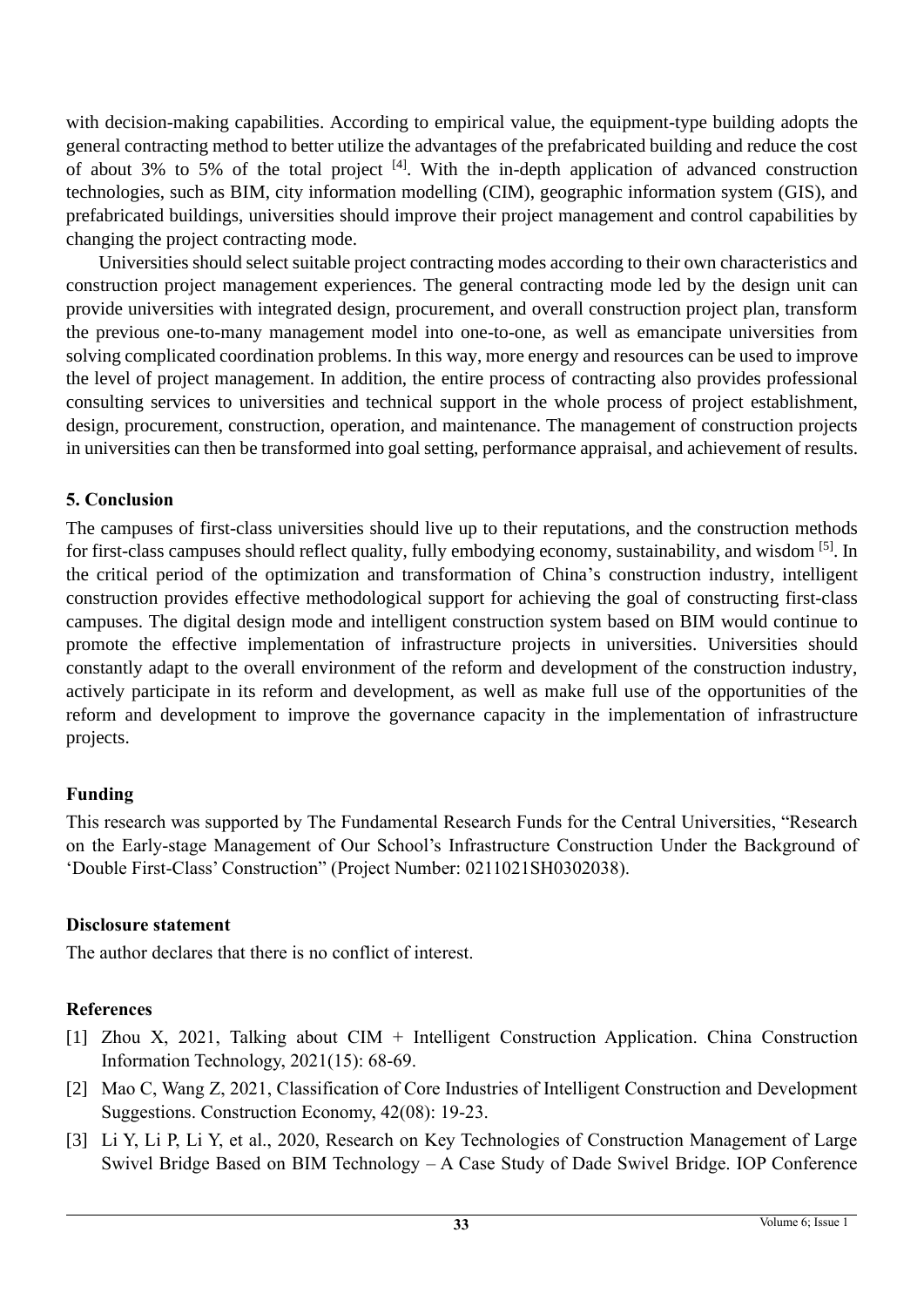with decision-making capabilities. According to empirical value, the equipment-type building adopts the general contracting method to better utilize the advantages of the prefabricated building and reduce the cost of about 3% to 5% of the total project [4]. With the in-depth application of advanced construction technologies, such as BIM, city information modelling (CIM), geographic information system (GIS), and prefabricated buildings, universities should improve their project management and control capabilities by changing the project contracting mode.

Universities should select suitable project contracting modes according to their own characteristics and construction project management experiences. The general contracting mode led by the design unit can provide universities with integrated design, procurement, and overall construction project plan, transform the previous one-to-many management model into one-to-one, as well as emancipate universities from solving complicated coordination problems. In this way, more energy and resources can be used to improve the level of project management. In addition, the entire process of contracting also provides professional consulting services to universities and technical support in the whole process of project establishment, design, procurement, construction, operation, and maintenance. The management of construction projects in universities can then be transformed into goal setting, performance appraisal, and achievement of results.

## 5. Conclusion

The campuses of first-class universities should live up to their reputations, and the construction methods for first-class campuses should reflect quality, fully embodying economy, sustainability, and wisdom [5]. In the critical period of the optimization and transformation of China's construction industry, intelligent construction provides effective methodological support for achieving the goal of constructing first-class campuses. The digital design mode and intelligent construction system based on BIM would continue to promote the effective implementation of infrastructure projects in universities. Universities should constantly adapt to the overall environment of the reform and development of the construction industry, actively participate in its reform and development, as well as make full use of the opportunities of the reform and development to improve the governance capacity in the implementation of infrastructure projects.

## Funding

This research was supported by The Fundamental Research Funds for the Central Universities, "Research on the Early-stage Management of Our School's Infrastructure Construction Under the Background of 'Double First-Class' Construction" (Project Number: 0211021SH0302038).

## Disclosure statement

The author declares that there is no conflict of interest.

## References

[1] Zhou X, 2021, Talking about CIM + Intelligent Construction Application. China Construction Information Technology, 2021(15): 68-69.

[2] Mao C, Wang Z, 2021, Classification of Core Industries of Intelligent Construction and Development Suggestions. Construction Economy, 42(08): 19-23.

[3] Li Y, Li P, Li Y, et al., 2020, Research on Key Technologies of Construction Management of Large Swivel Bridge Based on BIM Technology – A Case Study of Dade Swivel Bridge. IOP Conference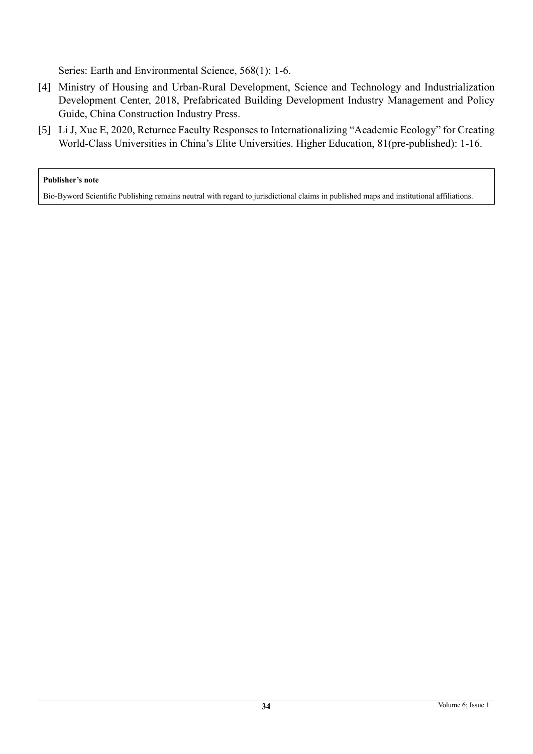Series: Earth and Environmental Science, 568(1): 1-6.

[4] Ministry of Housing and Urban-Rural Development, Science and Technology and Industrialization Development Center, 2018, Prefabricated Building Development Industry Management and Policy Guide, China Construction Industry Press.

[5] Li J, Xue E, 2020, Returnee Faculty Responses to Internationalizing "Academic Ecology" for Creating World-Class Universities in China's Elite Universities. Higher Education, 81(pre-published): 1-16.

**Publisher's note**

Bio-Byword Scientific Publishing remains neutral with regard to jurisdictional claims in published maps and institutional affiliations.